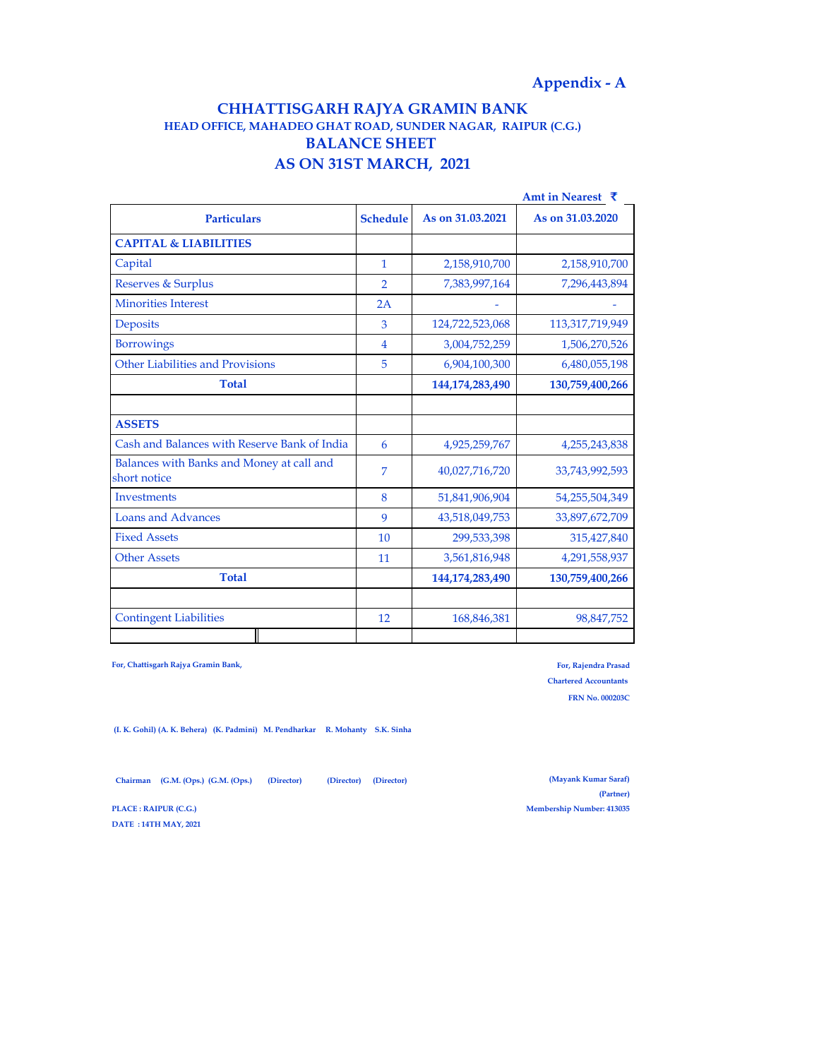Appendix - A

# CHHATTISGARH RAJYA GRAMIN BANK

### HEAD OFFICE, MAHADEO GHAT ROAD, SUNDER NAGAR, RAIPUR (C.G.)

## BALANCE SHEET

## AS ON 31ST MARCH, 2021

Amt in Nearest ₹

| Particulars | Schedule | As on 31.03.2021 | As on 31.03.2020 |
|---|---|---|---|
| **CAPITAL & LIABILITIES** | | | |
| Capital | 1 | 2,158,910,700 | 2,158,910,700 |
| Reserves & Surplus | 2 | 7,383,997,164 | 7,296,443,894 |
| Minorities Interest | 2A | - | - |
| Deposits | 3 | 124,722,523,068 | 113,317,719,949 |
| Borrowings | 4 | 3,004,752,259 | 1,506,270,526 |
| Other Liabilities and Provisions | 5 | 6,904,100,300 | 6,480,055,198 |
| **Total** | | **144,174,283,490** | **130,759,400,266** |
| | | | |
| **ASSETS** | | | |
| Cash and Balances with Reserve Bank of India | 6 | 4,925,259,767 | 4,255,243,838 |
| Balances with Banks and Money at call and short notice | 7 | 40,027,716,720 | 33,743,992,593 |
| Investments | 8 | 51,841,906,904 | 54,255,504,349 |
| Loans and Advances | 9 | 43,518,049,753 | 33,897,672,709 |
| Fixed Assets | 10 | 299,533,398 | 315,427,840 |
| Other Assets | 11 | 3,561,816,948 | 4,291,558,937 |
| **Total** | | **144,174,283,490** | **130,759,400,266** |
| | | | |
| Contingent Liabilities | 12 | 168,846,381 | 98,847,752 |

**For, Chattisgarh Rajya Gramin Bank,**

**(I. K. Gohil) (A. K. Behera) (K. Padmini) M. Pendharkar R. Mohanty S.K. Sinha**

**Chairman (G.M. (Ops.) (G.M. (Ops.) (Director) (Director) (Director)**

**PLACE : RAIPUR (C.G.)**

**DATE : 14TH MAY, 2021**

**For, Rajendra Prasad**
**Chartered Accountants**
**FRN No. 000203C**

**(Mayank Kumar Saraf)**
**(Partner)**
**Membership Number: 413035**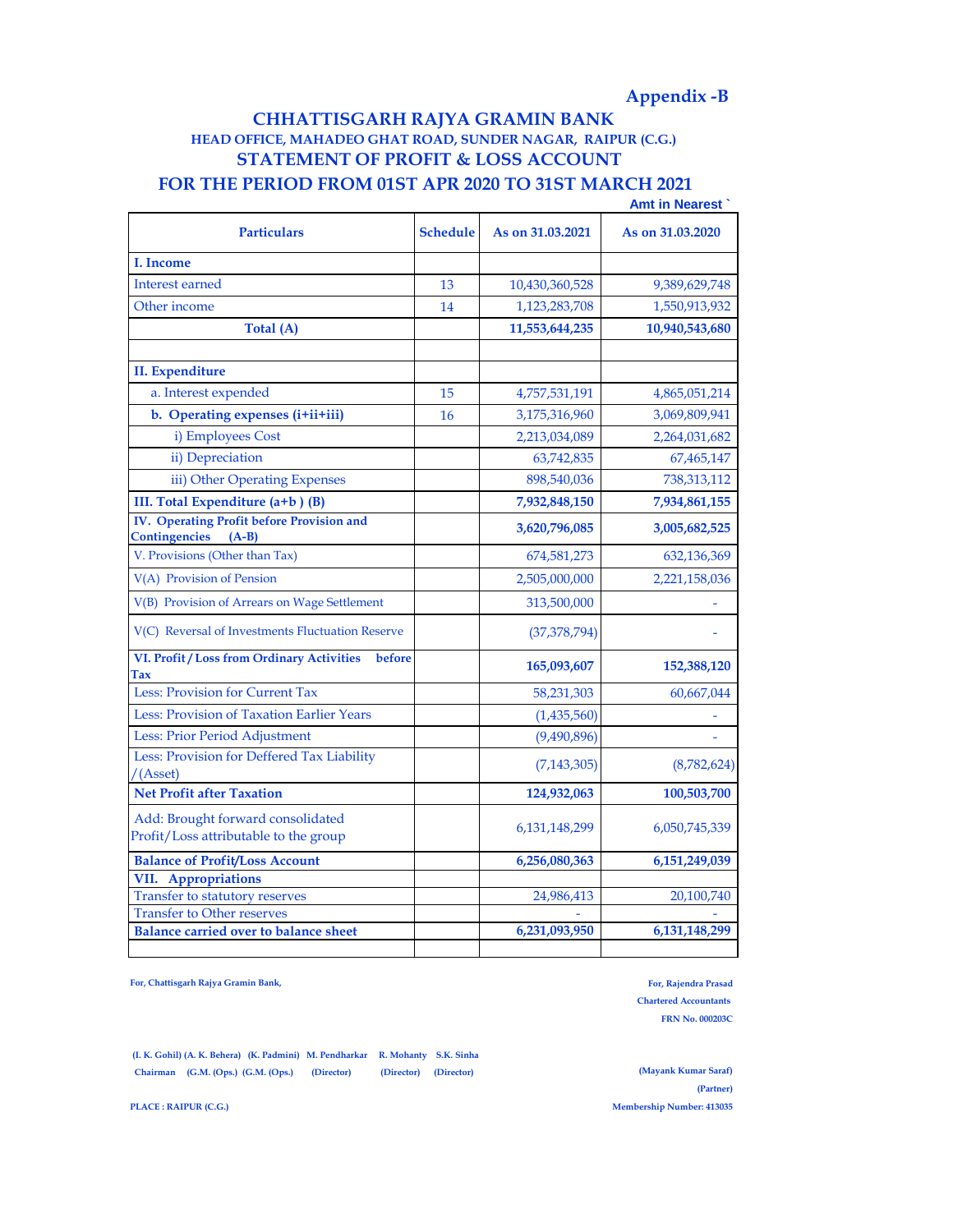**Appendix -B**

# CHHATTISGARH RAJYA GRAMIN BANK

### HEAD OFFICE, MAHADEO GHAT ROAD, SUNDER NAGAR, RAIPUR (C.G.)

## STATEMENT OF PROFIT & LOSS ACCOUNT

## FOR THE PERIOD FROM 01ST APR 2020 TO 31ST MARCH 2021

Amt in Nearest `

| Particulars | Schedule | As on 31.03.2021 | As on 31.03.2020 |
|---|---|---|---|
| **I. Income** | | | |
| Interest earned | 13 | 10,430,360,528 | 9,389,629,748 |
| Other income | 14 | 1,123,283,708 | 1,550,913,932 |
| **Total (A)** | | **11,553,644,235** | **10,940,543,680** |
| | | | |
| **II. Expenditure** | | | |
| a. Interest expended | 15 | 4,757,531,191 | 4,865,051,214 |
| **b. Operating expenses (i+ii+iii)** | 16 | 3,175,316,960 | 3,069,809,941 |
| i) Employees Cost | | 2,213,034,089 | 2,264,031,682 |
| ii) Depreciation | | 63,742,835 | 67,465,147 |
| iii) Other Operating Expenses | | 898,540,036 | 738,313,112 |
| **III. Total Expenditure (a+b ) (B)** | | **7,932,848,150** | **7,934,861,155** |
| **IV. Operating Profit before Provision and Contingencies (A-B)** | | **3,620,796,085** | **3,005,682,525** |
| V. Provisions (Other than Tax) | | 674,581,273 | 632,136,369 |
| V(A) Provision of Pension | | 2,505,000,000 | 2,221,158,036 |
| V(B) Provision of Arrears on Wage Settlement | | 313,500,000 | - |
| V(C) Reversal of Investments Fluctuation Reserve | | (37,378,794) | - |
| **VI. Profit / Loss from Ordinary Activities before Tax** | | **165,093,607** | **152,388,120** |
| Less: Provision for Current Tax | | 58,231,303 | 60,667,044 |
| Less: Provision of Taxation Earlier Years | | (1,435,560) | - |
| Less: Prior Period Adjustment | | (9,490,896) | - |
| Less: Provision for Deffered Tax Liability /(Asset) | | (7,143,305) | (8,782,624) |
| **Net Profit after Taxation** | | **124,932,063** | **100,503,700** |
| Add: Brought forward consolidated Profit/Loss attributable to the group | | 6,131,148,299 | 6,050,745,339 |
| **Balance of Profit/Loss Account** | | **6,256,080,363** | **6,151,249,039** |
| **VII. Appropriations** | | | |
| Transfer to statutory reserves | | 24,986,413 | 20,100,740 |
| Transfer to Other reserves | | - | - |
| **Balance carried over to balance sheet** | | **6,231,093,950** | **6,131,148,299** |
| | | | |

**For, Chattisgarh Rajya Gramin Bank,**

**(I. K. Gohil)** Chairman **(A. K. Behera)** (G.M. (Ops.) **(K. Padmini)** (G.M. (Ops.) **M. Pendharkar** (Director) **R. Mohanty** (Director) **S.K. Sinha** (Director)

**PLACE : RAIPUR (C.G.)**

**For, Rajendra Prasad**
**Chartered Accountants**
**FRN No. 000203C**

**(Mayank Kumar Saraf)**
**(Partner)**
**Membership Number: 413035**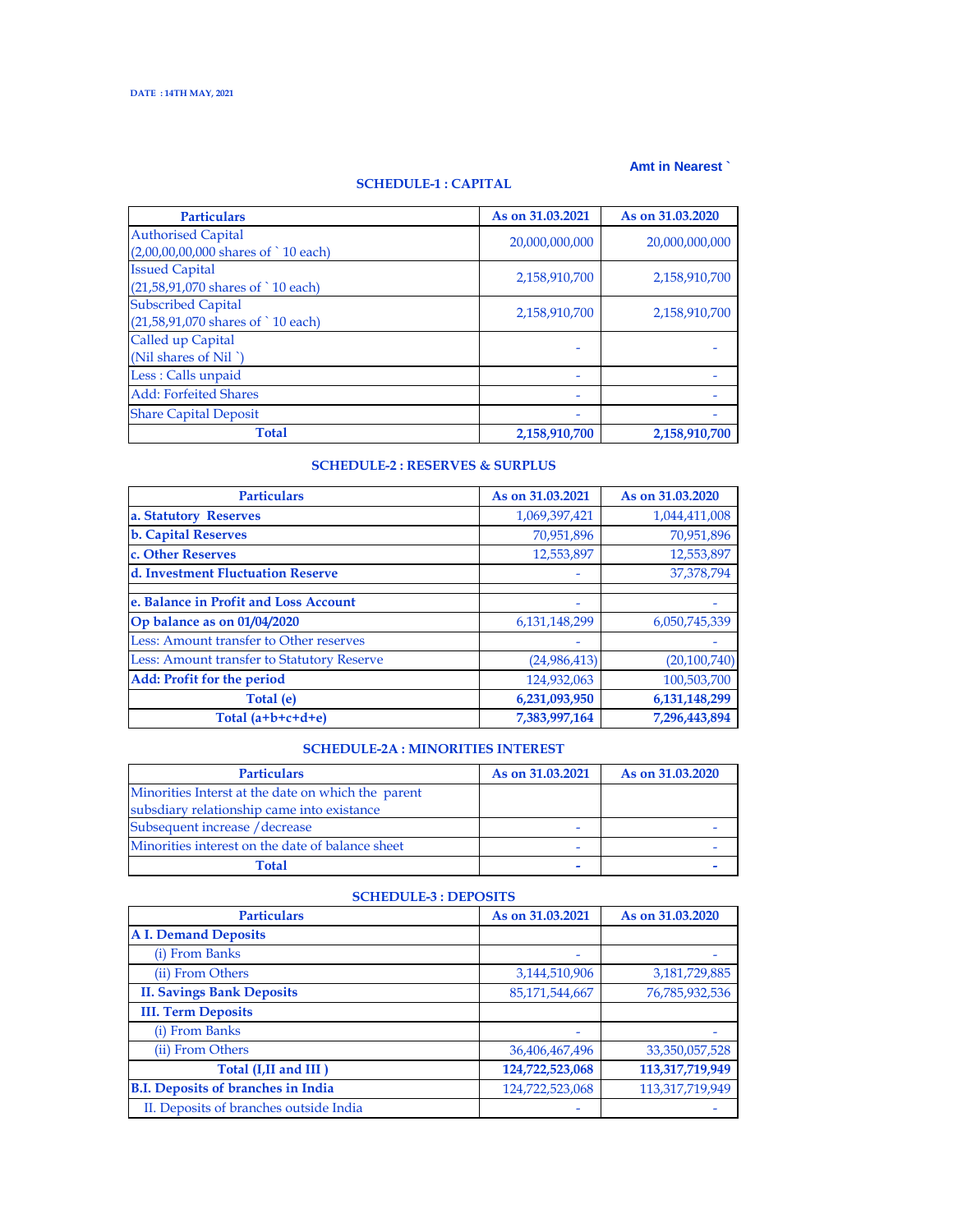DATE : 14TH MAY, 2021

Amt in Nearest `

## SCHEDULE-1 : CAPITAL

| Particulars | As on 31.03.2021 | As on 31.03.2020 |
|---|---|---|
| Authorised Capital<br>(2,00,00,00,000 shares of ` 10 each) | 20,000,000,000 | 20,000,000,000 |
| Issued Capital<br>(21,58,91,070 shares of ` 10 each) | 2,158,910,700 | 2,158,910,700 |
| Subscribed Capital<br>(21,58,91,070 shares of ` 10 each) | 2,158,910,700 | 2,158,910,700 |
| Called up Capital<br>(Nil shares of Nil `) | - | - |
| Less : Calls unpaid | - | - |
| Add: Forfeited Shares | - | - |
| Share Capital Deposit | - | - |
| **Total** | **2,158,910,700** | **2,158,910,700** |

## SCHEDULE-2 : RESERVES & SURPLUS

| Particulars | As on 31.03.2021 | As on 31.03.2020 |
|---|---|---|
| **a. Statutory Reserves** | 1,069,397,421 | 1,044,411,008 |
| **b. Capital Reserves** | 70,951,896 | 70,951,896 |
| **c. Other Reserves** | 12,553,897 | 12,553,897 |
| **d. Investment Fluctuation Reserve** | - | 37,378,794 |
| | | |
| **e. Balance in Profit and Loss Account** | - | - |
| **Op balance as on 01/04/2020** | 6,131,148,299 | 6,050,745,339 |
| Less: Amount transfer to Other reserves | - | - |
| Less: Amount transfer to Statutory Reserve | (24,986,413) | (20,100,740) |
| **Add: Profit for the period** | 124,932,063 | 100,503,700 |
| **Total (e)** | **6,231,093,950** | **6,131,148,299** |
| **Total (a+b+c+d+e)** | **7,383,997,164** | **7,296,443,894** |

## SCHEDULE-2A : MINORITIES INTEREST

| Particulars | As on 31.03.2021 | As on 31.03.2020 |
|---|---|---|
| Minorities Interst at the date on which the parent subsdiary relationship came into existance | | |
| Subsequent increase / decrease | - | - |
| Minorities interest on the date of balance sheet | - | - |
| **Total** | **-** | **-** |

## SCHEDULE-3 : DEPOSITS

| Particulars | As on 31.03.2021 | As on 31.03.2020 |
|---|---|---|
| **A I. Demand Deposits** | | |
| (i) From Banks | - | - |
| (ii) From Others | 3,144,510,906 | 3,181,729,885 |
| **II. Savings Bank Deposits** | 85,171,544,667 | 76,785,932,536 |
| **III. Term Deposits** | | |
| (i) From Banks | - | - |
| (ii) From Others | 36,406,467,496 | 33,350,057,528 |
| **Total (I,II and III )** | **124,722,523,068** | **113,317,719,949** |
| **B.I. Deposits of branches in India** | 124,722,523,068 | 113,317,719,949 |
| II. Deposits of branches outside India | - | - |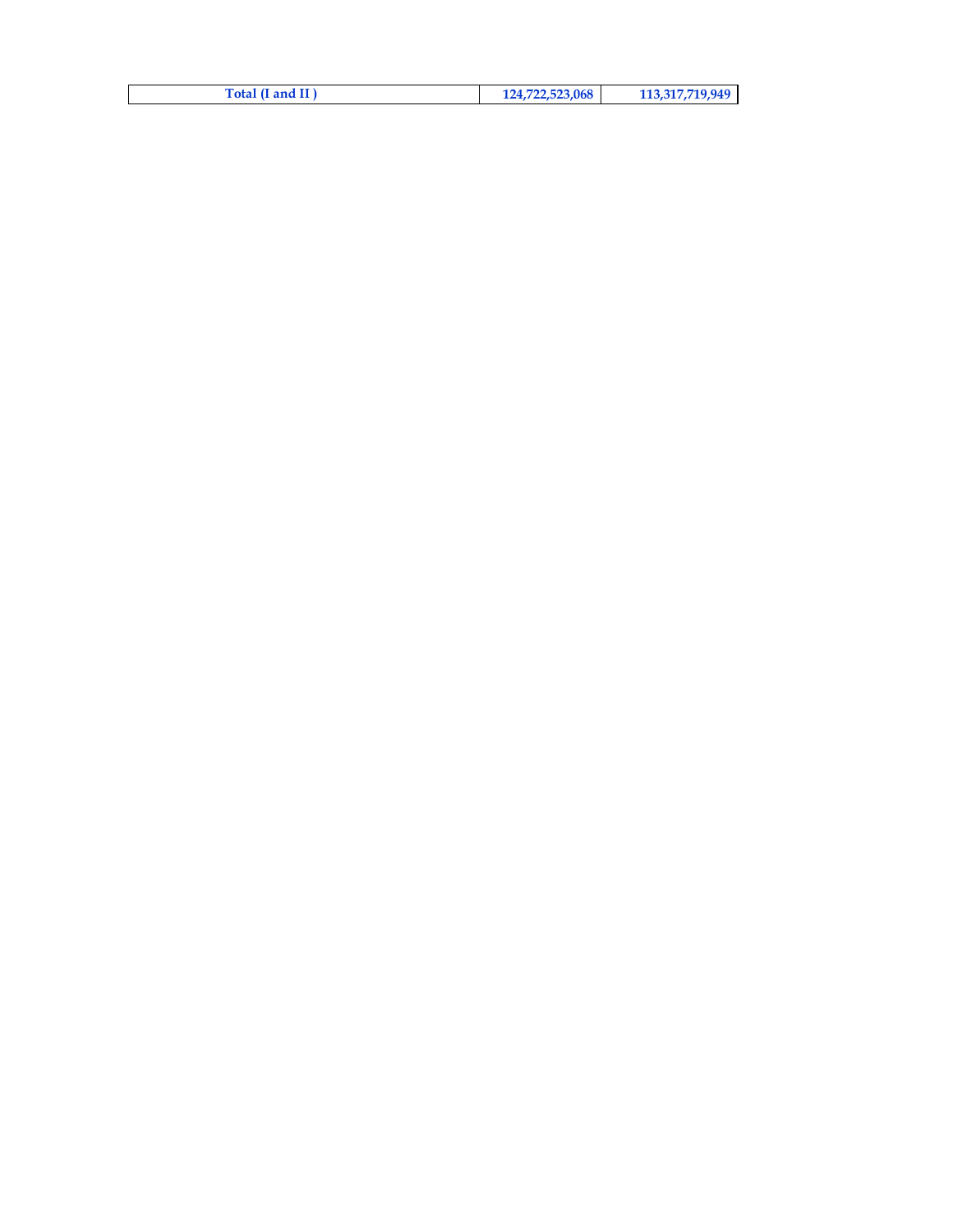| Total (I and II ) | 124,722,523,068 | 113,317,719,949 |
| --- | --- | --- |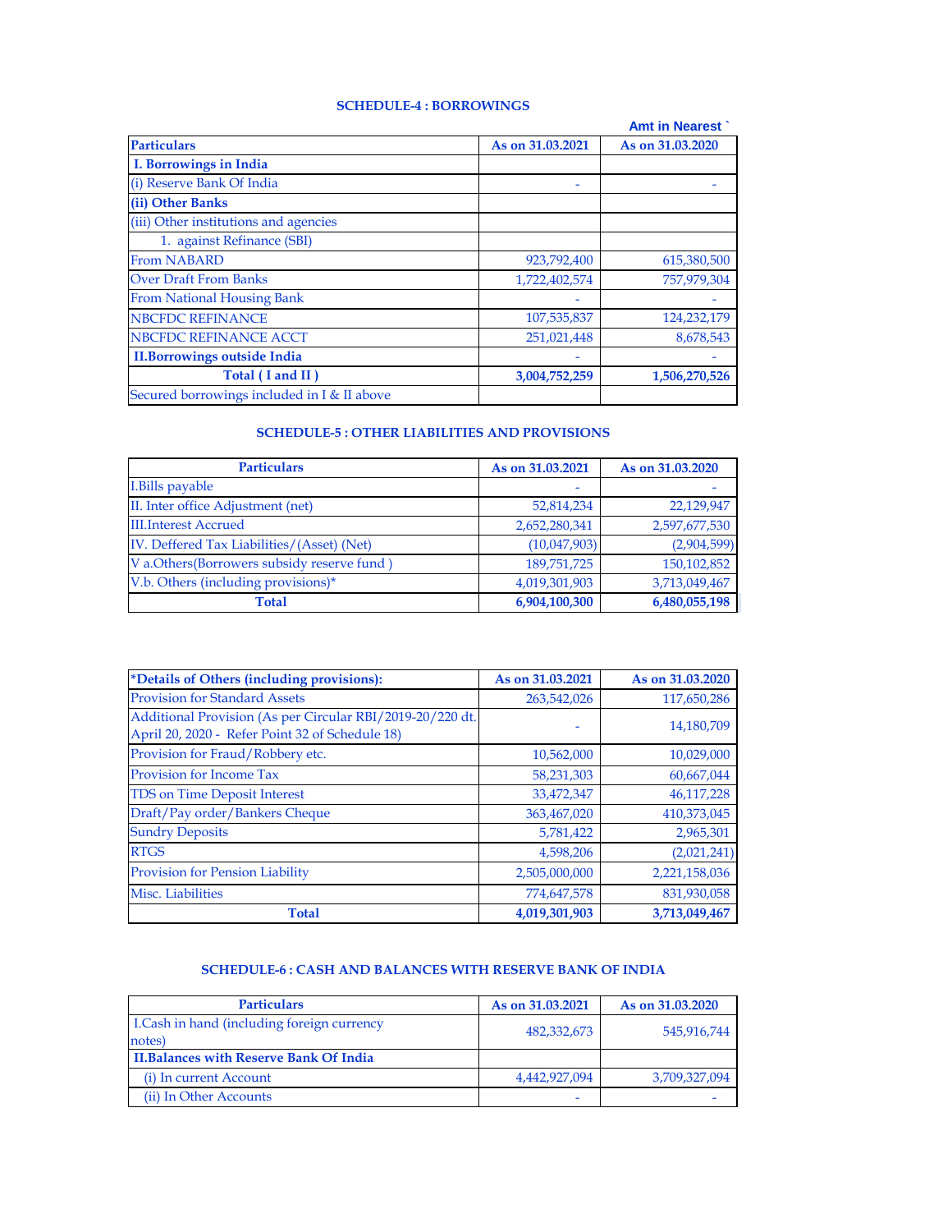## SCHEDULE-4 : BORROWINGS

Amt in Nearest `

| Particulars | As on 31.03.2021 | As on 31.03.2020 |
|---|---|---|
| **I. Borrowings in India** | | |
| (i) Reserve Bank Of India | - | - |
| **(ii) Other Banks** | | |
| (iii) Other institutions and agencies | | |
| 1. against Refinance (SBI) | | |
| From NABARD | 923,792,400 | 615,380,500 |
| Over Draft From Banks | 1,722,402,574 | 757,979,304 |
| From National Housing Bank | - | - |
| NBCFDC REFINANCE | 107,535,837 | 124,232,179 |
| NBCFDC REFINANCE ACCT | 251,021,448 | 8,678,543 |
| **II.Borrowings outside India** | - | - |
| **Total ( I and II )** | **3,004,752,259** | **1,506,270,526** |
| Secured borrowings included in I & II above | | |

## SCHEDULE-5 : OTHER LIABILITIES AND PROVISIONS

| Particulars | As on 31.03.2021 | As on 31.03.2020 |
|---|---|---|
| I.Bills payable | - | - |
| II. Inter office Adjustment (net) | 52,814,234 | 22,129,947 |
| III.Interest Accrued | 2,652,280,341 | 2,597,677,530 |
| IV. Deffered Tax Liabilities/(Asset) (Net) | (10,047,903) | (2,904,599) |
| V a.Others(Borrowers subsidy reserve fund ) | 189,751,725 | 150,102,852 |
| V.b. Others (including provisions)* | 4,019,301,903 | 3,713,049,467 |
| **Total** | **6,904,100,300** | **6,480,055,198** |

| *Details of Others (including provisions): | As on 31.03.2021 | As on 31.03.2020 |
|---|---|---|
| Provision for Standard Assets | 263,542,026 | 117,650,286 |
| Additional Provision (As per Circular RBI/2019-20/220 dt. April 20, 2020 - Refer Point 32 of Schedule 18) | - | 14,180,709 |
| Provision for Fraud/Robbery etc. | 10,562,000 | 10,029,000 |
| Provision for Income Tax | 58,231,303 | 60,667,044 |
| TDS on Time Deposit Interest | 33,472,347 | 46,117,228 |
| Draft/Pay order/Bankers Cheque | 363,467,020 | 410,373,045 |
| Sundry Deposits | 5,781,422 | 2,965,301 |
| RTGS | 4,598,206 | (2,021,241) |
| Provision for Pension Liability | 2,505,000,000 | 2,221,158,036 |
| Misc. Liabilities | 774,647,578 | 831,930,058 |
| **Total** | **4,019,301,903** | **3,713,049,467** |

## SCHEDULE-6 : CASH AND BALANCES WITH RESERVE BANK OF INDIA

| Particulars | As on 31.03.2021 | As on 31.03.2020 |
|---|---|---|
| I.Cash in hand (including foreign currency notes) | 482,332,673 | 545,916,744 |
| **II.Balances with Reserve Bank Of India** | | |
| (i) In current Account | 4,442,927,094 | 3,709,327,094 |
| (ii) In Other Accounts | - | - |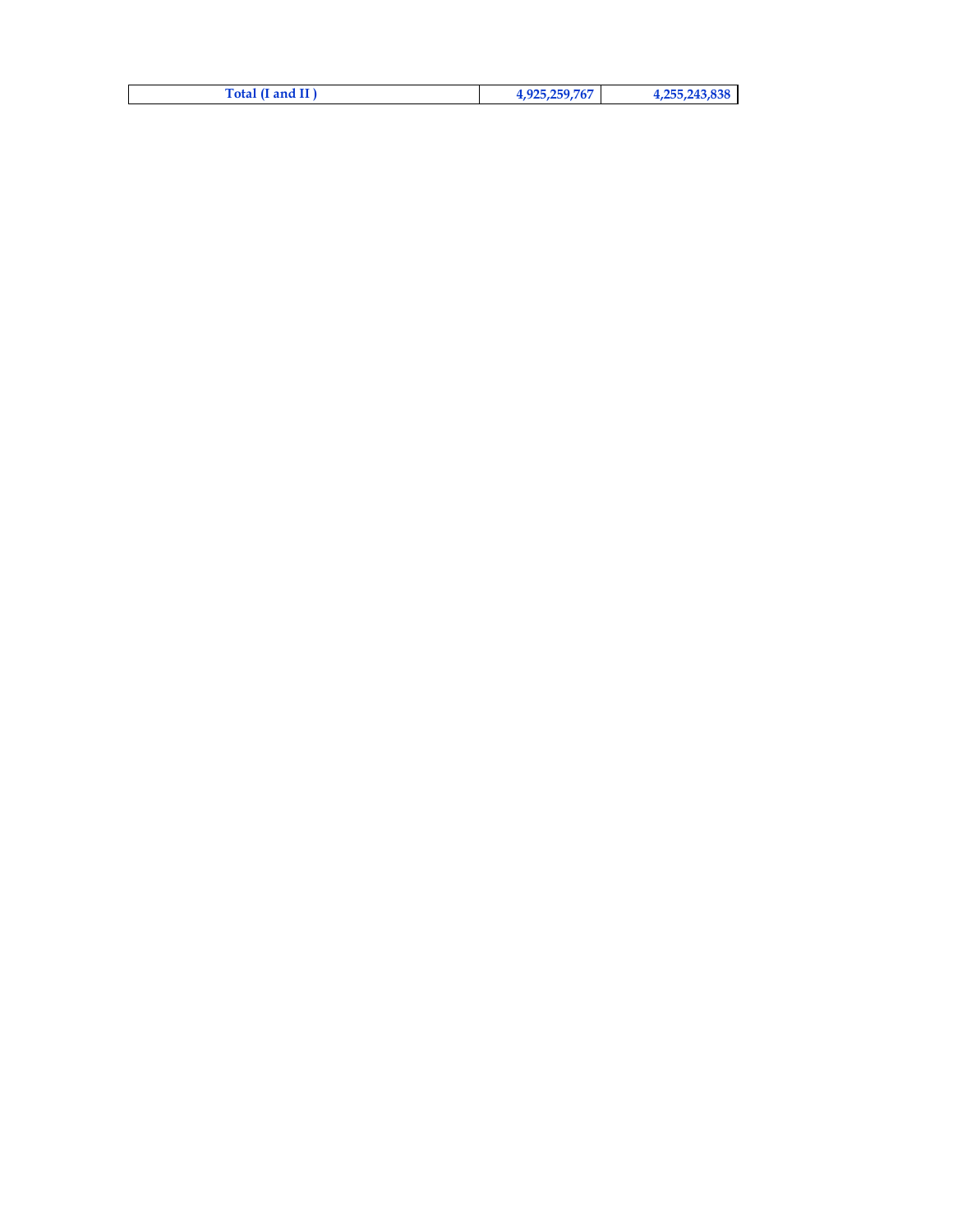| Total (I and II ) | 4,925,259,767 | 4,255,243,838 |
| --- | --- | --- |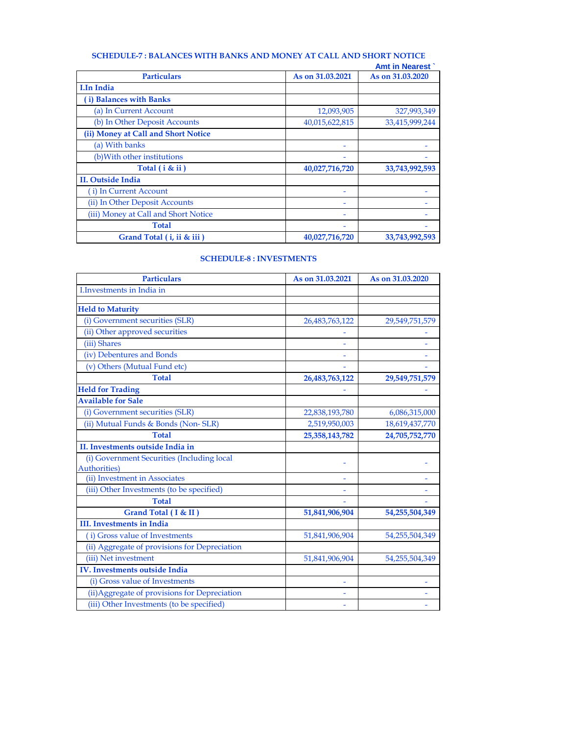## SCHEDULE-7 : BALANCES WITH BANKS AND MONEY AT CALL AND SHORT NOTICE

Amt in Nearest `

| Particulars | As on 31.03.2021 | As on 31.03.2020 |
|---|---|---|
| **I.In India** | | |
| **( i) Balances with Banks** | | |
| (a) In Current Account | 12,093,905 | 327,993,349 |
| (b) In Other Deposit Accounts | 40,015,622,815 | 33,415,999,244 |
| **(ii) Money at Call and Short Notice** | | |
| (a) With banks | - | - |
| (b)With other institutions | - | - |
| **Total ( i & ii )** | **40,027,716,720** | **33,743,992,593** |
| **II. Outside India** | | |
| ( i) In Current Account | - | - |
| (ii) In Other Deposit Accounts | - | - |
| (iii) Money at Call and Short Notice | - | - |
| **Total** | - | - |
| **Grand Total ( i, ii & iii )** | **40,027,716,720** | **33,743,992,593** |

## SCHEDULE-8 : INVESTMENTS

| Particulars | As on 31.03.2021 | As on 31.03.2020 |
|---|---|---|
| I.Investments in India in | | |
| | | |
| **Held to Maturity** | | |
| (i) Government securities (SLR) | 26,483,763,122 | 29,549,751,579 |
| (ii) Other approved securities | - | - |
| (iii) Shares | - | - |
| (iv) Debentures and Bonds | - | - |
| (v) Others (Mutual Fund etc) | - | - |
| **Total** | **26,483,763,122** | **29,549,751,579** |
| **Held for Trading** | - | - |
| **Available for Sale** | | |
| (i) Government securities (SLR) | 22,838,193,780 | 6,086,315,000 |
| (ii) Mutual Funds & Bonds (Non- SLR) | 2,519,950,003 | 18,619,437,770 |
| **Total** | **25,358,143,782** | **24,705,752,770** |
| **II. Investments outside India in** | | |
| (i) Government Securities (Including local Authorities) | - | - |
| (ii) Investment in Associates | - | - |
| (iii) Other Investments (to be specified) | - | - |
| **Total** | - | - |
| **Grand Total ( I & II )** | **51,841,906,904** | **54,255,504,349** |
| **III. Investments in India** | | |
| ( i) Gross value of Investments | 51,841,906,904 | 54,255,504,349 |
| (ii) Aggregate of provisions for Depreciation | | |
| (iii) Net investment | 51,841,906,904 | 54,255,504,349 |
| **IV. Investments outside India** | | |
| (i) Gross value of Investments | - | - |
| (ii)Aggregate of provisions for Depreciation | - | - |
| (iii) Other Investments (to be specified) | - | - |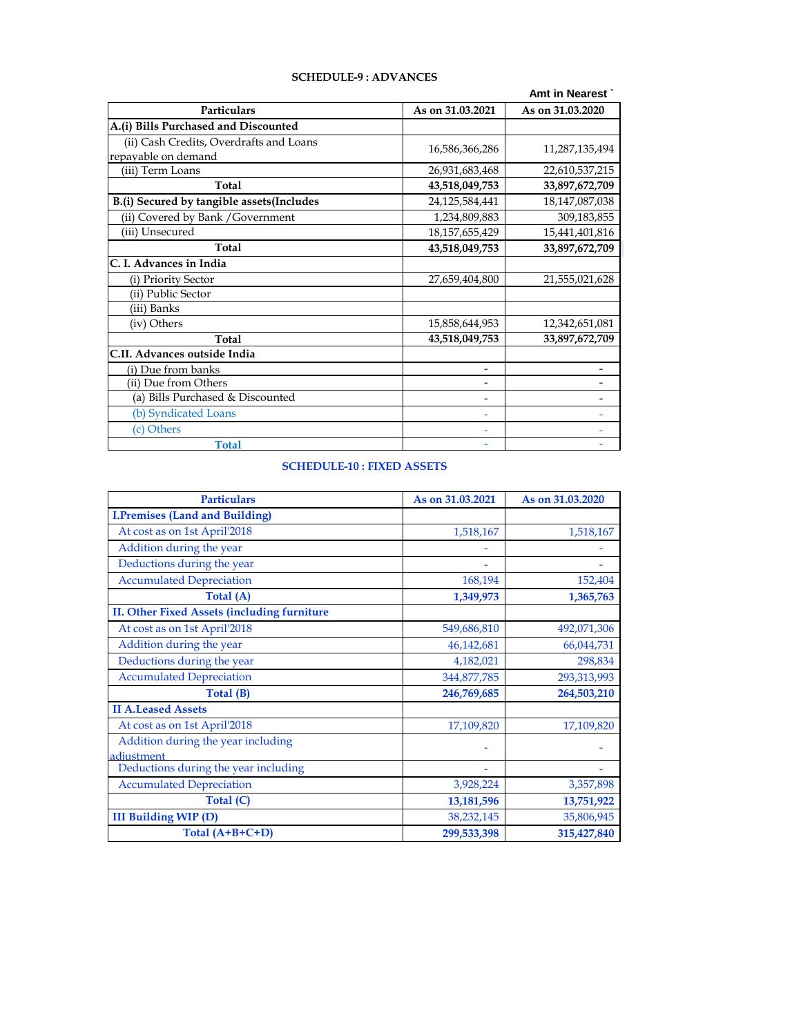## SCHEDULE-9 : ADVANCES

Amt in Nearest `

| Particulars | As on 31.03.2021 | As on 31.03.2020 |
|---|---|---|
| **A.(i) Bills Purchased and Discounted** | | |
| (ii) Cash Credits, Overdrafts and Loans repayable on demand | 16,586,366,286 | 11,287,135,494 |
| (iii) Term Loans | 26,931,683,468 | 22,610,537,215 |
| **Total** | **43,518,049,753** | **33,897,672,709** |
| **B.(i) Secured by tangible assets(Includes** | 24,125,584,441 | 18,147,087,038 |
| (ii) Covered by Bank /Government | 1,234,809,883 | 309,183,855 |
| (iii) Unsecured | 18,157,655,429 | 15,441,401,816 |
| **Total** | **43,518,049,753** | **33,897,672,709** |
| **C. I. Advances in India** | | |
| (i) Priority Sector | 27,659,404,800 | 21,555,021,628 |
| (ii) Public Sector | | |
| (iii) Banks | | |
| (iv) Others | 15,858,644,953 | 12,342,651,081 |
| **Total** | **43,518,049,753** | **33,897,672,709** |
| **C.II. Advances outside India** | | |
| (i) Due from banks | - | - |
| (ii) Due from Others | - | - |
| (a) Bills Purchased & Discounted | - | - |
| (b) Syndicated Loans | - | - |
| (c) Others | - | - |
| **Total** | - | - |

## SCHEDULE-10 : FIXED ASSETS

| Particulars | As on 31.03.2021 | As on 31.03.2020 |
|---|---|---|
| **I.Premises (Land and Building)** | | |
| At cost as on 1st April'2018 | 1,518,167 | 1,518,167 |
| Addition during the year | - | - |
| Deductions during the year | - | - |
| Accumulated Depreciation | 168,194 | 152,404 |
| **Total (A)** | **1,349,973** | **1,365,763** |
| **II. Other Fixed Assets (including furniture** | | |
| At cost as on 1st April'2018 | 549,686,810 | 492,071,306 |
| Addition during the year | 46,142,681 | 66,044,731 |
| Deductions during the year | 4,182,021 | 298,834 |
| Accumulated Depreciation | 344,877,785 | 293,313,993 |
| **Total (B)** | **246,769,685** | **264,503,210** |
| **II A.Leased Assets** | | |
| At cost as on 1st April'2018 | 17,109,820 | 17,109,820 |
| Addition during the year including adjustment | - | - |
| Deductions during the year including | - | - |
| Accumulated Depreciation | 3,928,224 | 3,357,898 |
| **Total (C)** | **13,181,596** | **13,751,922** |
| **III Building WIP (D)** | 38,232,145 | 35,806,945 |
| **Total (A+B+C+D)** | **299,533,398** | **315,427,840** |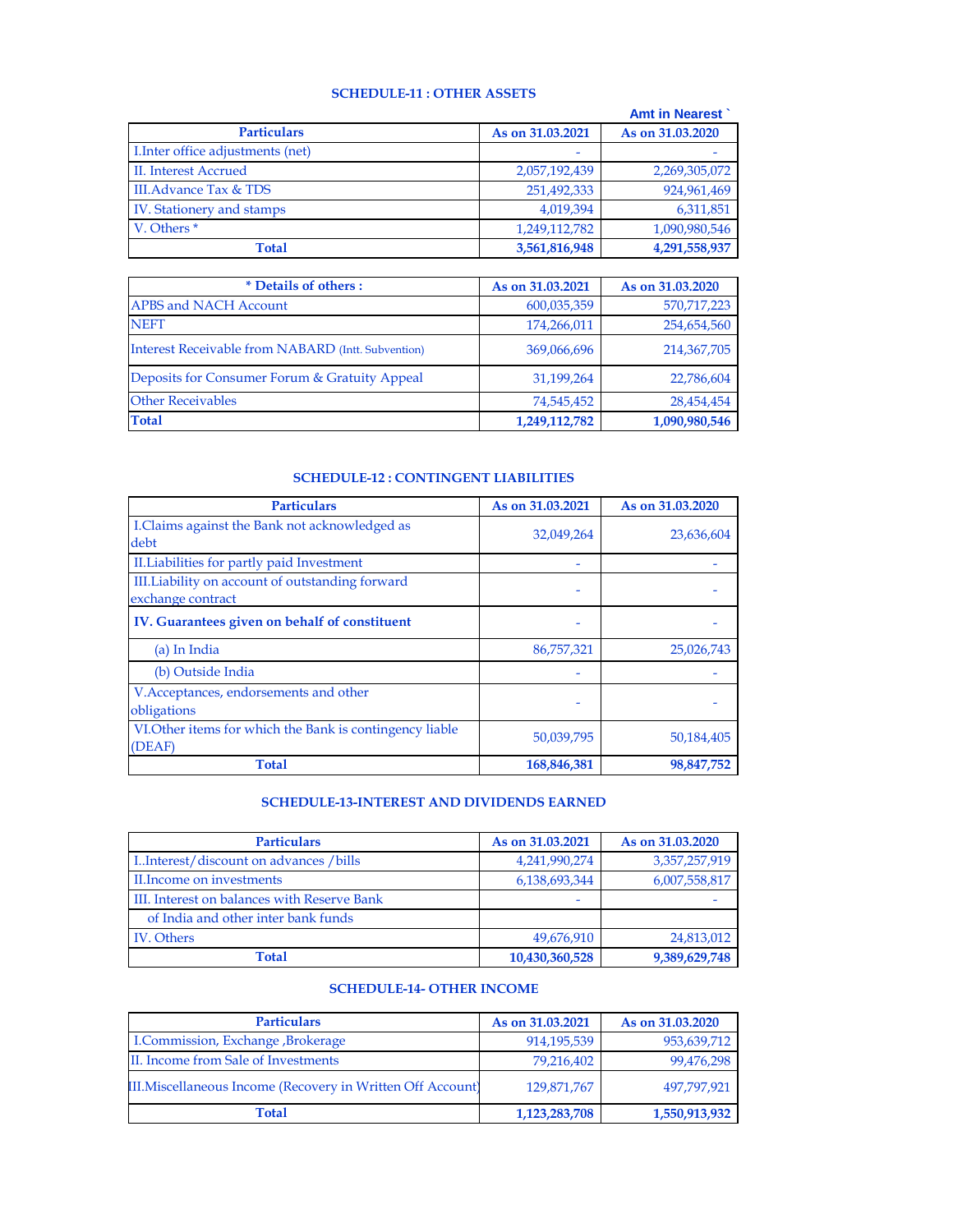### SCHEDULE-11 : OTHER ASSETS

Amt in Nearest `

| Particulars | As on 31.03.2021 | As on 31.03.2020 |
|---|---|---|
| I.Inter office adjustments (net) | - | - |
| II. Interest Accrued | 2,057,192,439 | 2,269,305,072 |
| III.Advance Tax & TDS | 251,492,333 | 924,961,469 |
| IV. Stationery and stamps | 4,019,394 | 6,311,851 |
| V. Others * | 1,249,112,782 | 1,090,980,546 |
| **Total** | **3,561,816,948** | **4,291,558,937** |

| * Details of others : | As on 31.03.2021 | As on 31.03.2020 |
|---|---|---|
| APBS and NACH Account | 600,035,359 | 570,717,223 |
| NEFT | 174,266,011 | 254,654,560 |
| Interest Receivable from NABARD (Intt. Subvention) | 369,066,696 | 214,367,705 |
| Deposits for Consumer Forum & Gratuity Appeal | 31,199,264 | 22,786,604 |
| Other Receivables | 74,545,452 | 28,454,454 |
| **Total** | **1,249,112,782** | **1,090,980,546** |

### SCHEDULE-12 : CONTINGENT LIABILITIES

| Particulars | As on 31.03.2021 | As on 31.03.2020 |
|---|---|---|
| I.Claims against the Bank not acknowledged as debt | 32,049,264 | 23,636,604 |
| II.Liabilities for partly paid Investment | - | - |
| III.Liability on account of outstanding forward exchange contract | - | - |
| **IV. Guarantees given on behalf of constituent** | - | - |
| (a) In India | 86,757,321 | 25,026,743 |
| (b) Outside India | - | - |
| V.Acceptances, endorsements and other obligations | - | - |
| VI.Other items for which the Bank is contingency liable (DEAF) | 50,039,795 | 50,184,405 |
| **Total** | **168,846,381** | **98,847,752** |

### SCHEDULE-13-INTEREST AND DIVIDENDS EARNED

| Particulars | As on 31.03.2021 | As on 31.03.2020 |
|---|---|---|
| I..Interest/discount on advances /bills | 4,241,990,274 | 3,357,257,919 |
| II.Income on investments | 6,138,693,344 | 6,007,558,817 |
| III. Interest on balances with Reserve Bank | - | - |
| of India and other inter bank funds | | |
| IV. Others | 49,676,910 | 24,813,012 |
| **Total** | **10,430,360,528** | **9,389,629,748** |

### SCHEDULE-14- OTHER INCOME

| Particulars | As on 31.03.2021 | As on 31.03.2020 |
|---|---|---|
| I.Commission, Exchange ,Brokerage | 914,195,539 | 953,639,712 |
| II. Income from Sale of Investments | 79,216,402 | 99,476,298 |
| III.Miscellaneous Income (Recovery in Written Off Account) | 129,871,767 | 497,797,921 |
| **Total** | **1,123,283,708** | **1,550,913,932** |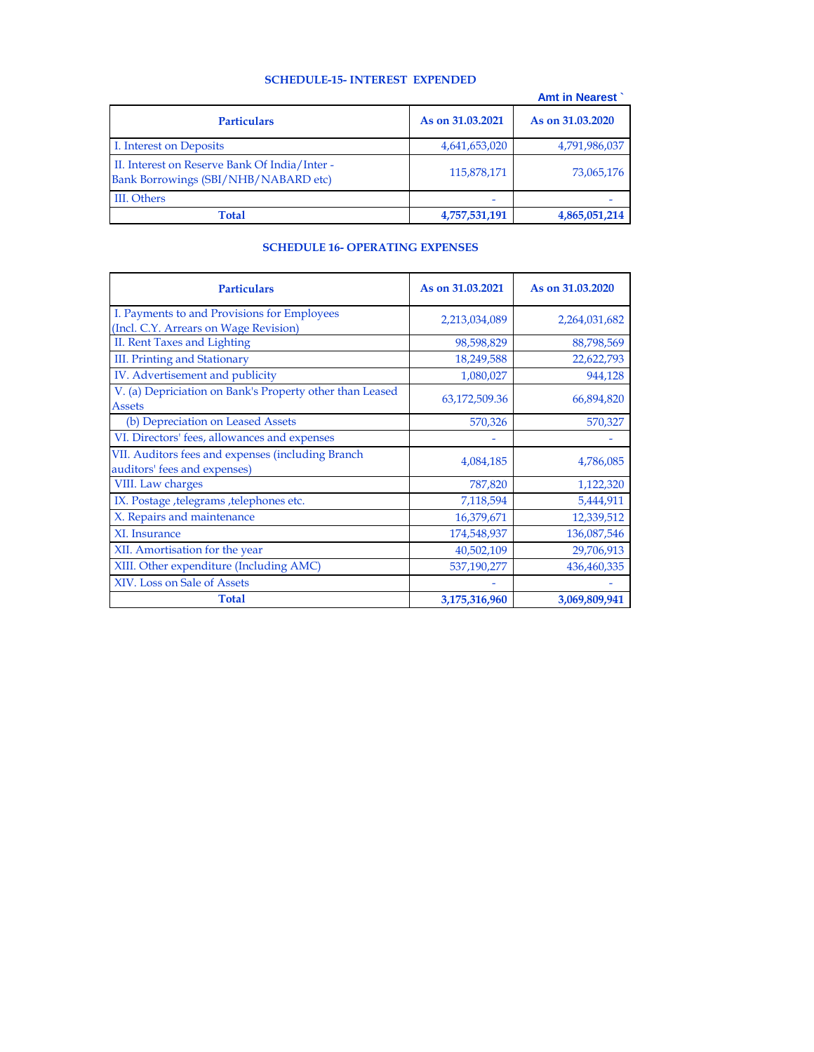### SCHEDULE-15- INTEREST EXPENDED

**Amt in Nearest `**

| Particulars | As on 31.03.2021 | As on 31.03.2020 |
|---|---|---|
| I. Interest on Deposits | 4,641,653,020 | 4,791,986,037 |
| II. Interest on Reserve Bank Of India/Inter - Bank Borrowings (SBI/NHB/NABARD etc) | 115,878,171 | 73,065,176 |
| III. Others | - | - |
| **Total** | **4,757,531,191** | **4,865,051,214** |

### SCHEDULE 16- OPERATING EXPENSES

| Particulars | As on 31.03.2021 | As on 31.03.2020 |
|---|---|---|
| I. Payments to and Provisions for Employees (Incl. C.Y. Arrears on Wage Revision) | 2,213,034,089 | 2,264,031,682 |
| II. Rent Taxes and Lighting | 98,598,829 | 88,798,569 |
| III. Printing and Stationary | 18,249,588 | 22,622,793 |
| IV. Advertisement and publicity | 1,080,027 | 944,128 |
| V. (a) Depriciation on Bank's Property other than Leased Assets | 63,172,509.36 | 66,894,820 |
| (b) Depreciation on Leased Assets | 570,326 | 570,327 |
| VI. Directors' fees, allowances and expenses | - | - |
| VII. Auditors fees and expenses (including Branch auditors' fees and expenses) | 4,084,185 | 4,786,085 |
| VIII. Law charges | 787,820 | 1,122,320 |
| IX. Postage ,telegrams ,telephones etc. | 7,118,594 | 5,444,911 |
| X. Repairs and maintenance | 16,379,671 | 12,339,512 |
| XI. Insurance | 174,548,937 | 136,087,546 |
| XII. Amortisation for the year | 40,502,109 | 29,706,913 |
| XIII. Other expenditure (Including AMC) | 537,190,277 | 436,460,335 |
| XIV. Loss on Sale of Assets | - | - |
| **Total** | **3,175,316,960** | **3,069,809,941** |